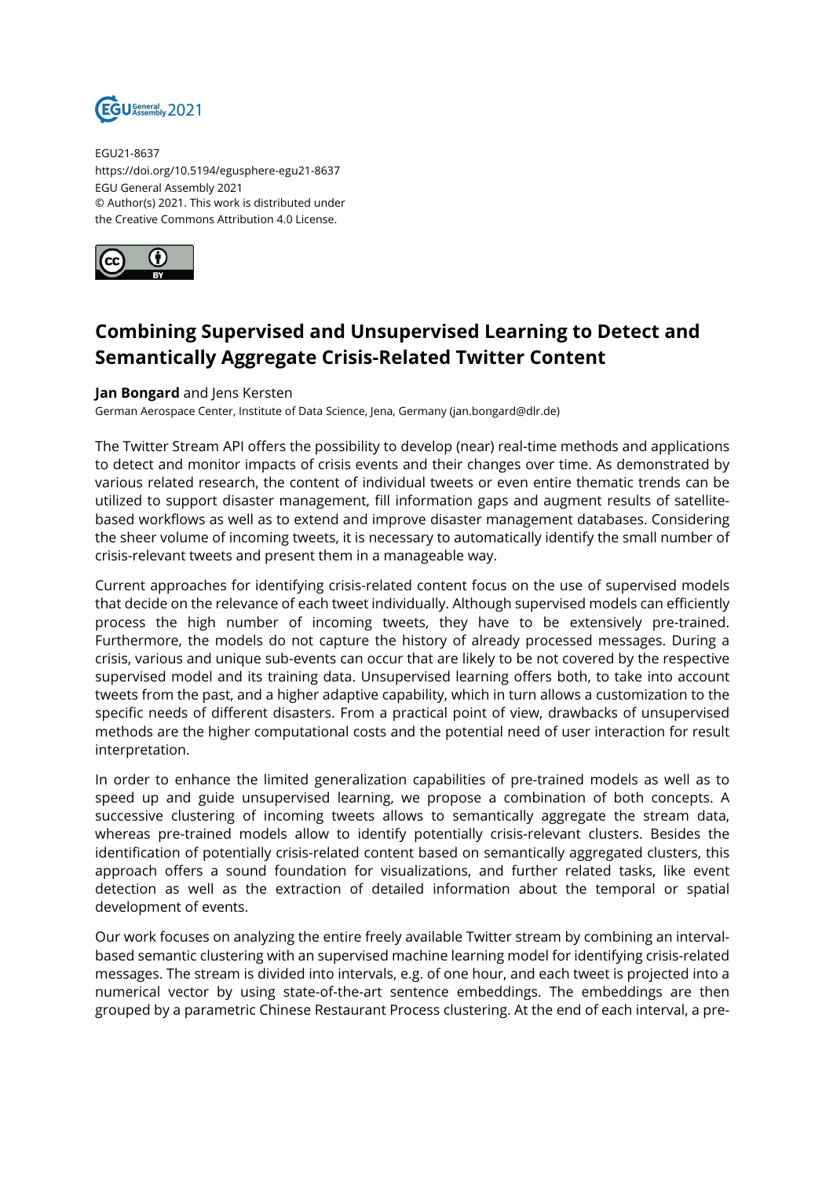EGU21-8637
https://doi.org/10.5194/egusphere-egu21-8637
EGU General Assembly 2021
© Author(s) 2021. This work is distributed under
the Creative Commons Attribution 4.0 License.

# Combining Supervised and Unsupervised Learning to Detect and Semantically Aggregate Crisis-Related Twitter Content

**Jan Bongard** and Jens Kersten
German Aerospace Center, Institute of Data Science, Jena, Germany (jan.bongard@dlr.de)

The Twitter Stream API offers the possibility to develop (near) real-time methods and applications to detect and monitor impacts of crisis events and their changes over time. As demonstrated by various related research, the content of individual tweets or even entire thematic trends can be utilized to support disaster management, fill information gaps and augment results of satellite-based workflows as well as to extend and improve disaster management databases. Considering the sheer volume of incoming tweets, it is necessary to automatically identify the small number of crisis-relevant tweets and present them in a manageable way.

Current approaches for identifying crisis-related content focus on the use of supervised models that decide on the relevance of each tweet individually. Although supervised models can efficiently process the high number of incoming tweets, they have to be extensively pre-trained. Furthermore, the models do not capture the history of already processed messages. During a crisis, various and unique sub-events can occur that are likely to be not covered by the respective supervised model and its training data. Unsupervised learning offers both, to take into account tweets from the past, and a higher adaptive capability, which in turn allows a customization to the specific needs of different disasters. From a practical point of view, drawbacks of unsupervised methods are the higher computational costs and the potential need of user interaction for result interpretation.

In order to enhance the limited generalization capabilities of pre-trained models as well as to speed up and guide unsupervised learning, we propose a combination of both concepts. A successive clustering of incoming tweets allows to semantically aggregate the stream data, whereas pre-trained models allow to identify potentially crisis-relevant clusters. Besides the identification of potentially crisis-related content based on semantically aggregated clusters, this approach offers a sound foundation for visualizations, and further related tasks, like event detection as well as the extraction of detailed information about the temporal or spatial development of events.

Our work focuses on analyzing the entire freely available Twitter stream by combining an interval-based semantic clustering with an supervised machine learning model for identifying crisis-related messages. The stream is divided into intervals, e.g. of one hour, and each tweet is projected into a numerical vector by using state-of-the-art sentence embeddings. The embeddings are then grouped by a parametric Chinese Restaurant Process clustering. At the end of each interval, a pre-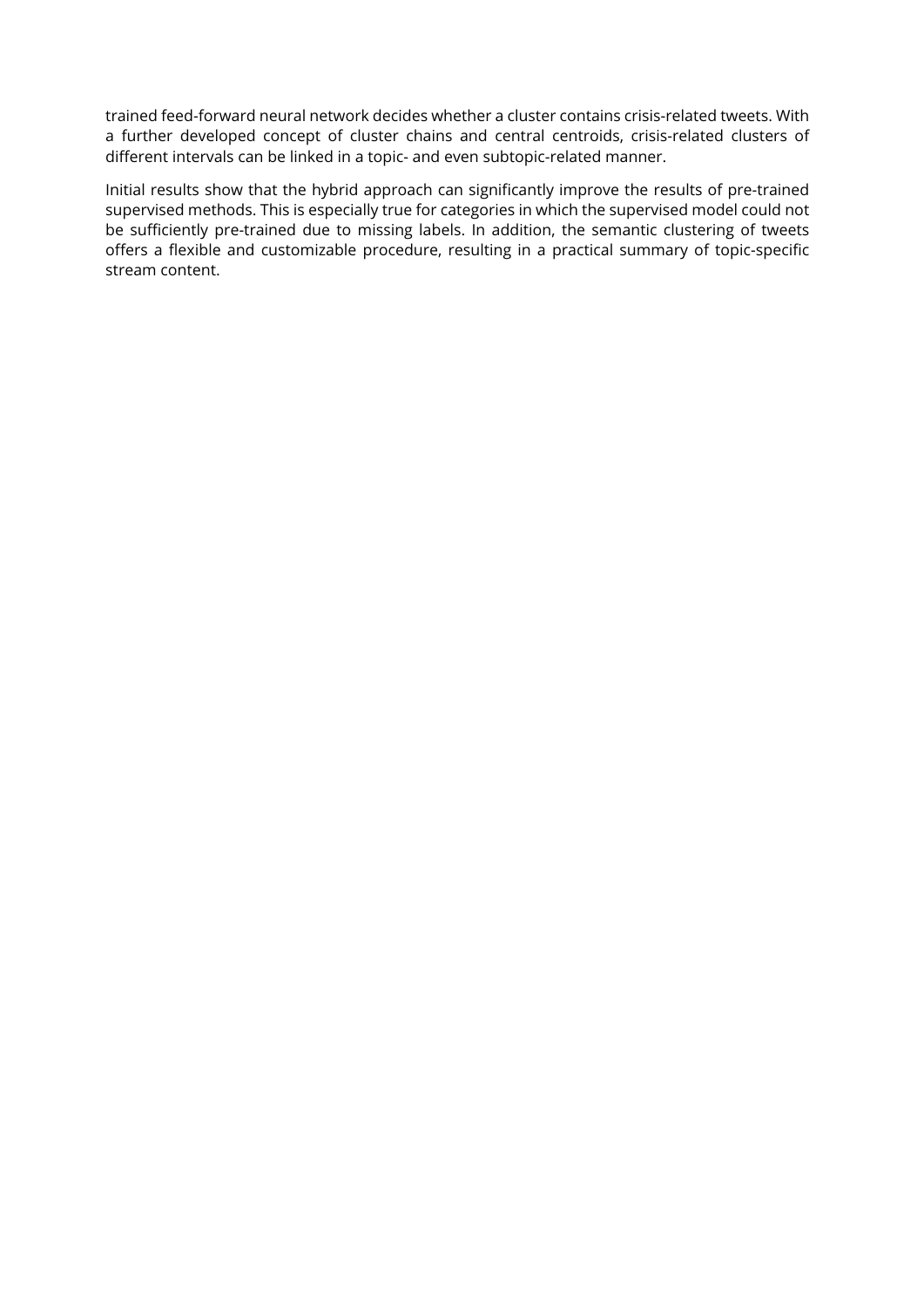trained feed-forward neural network decides whether a cluster contains crisis-related tweets. With a further developed concept of cluster chains and central centroids, crisis-related clusters of different intervals can be linked in a topic- and even subtopic-related manner.

Initial results show that the hybrid approach can significantly improve the results of pre-trained supervised methods. This is especially true for categories in which the supervised model could not be sufficiently pre-trained due to missing labels. In addition, the semantic clustering of tweets offers a flexible and customizable procedure, resulting in a practical summary of topic-specific stream content.